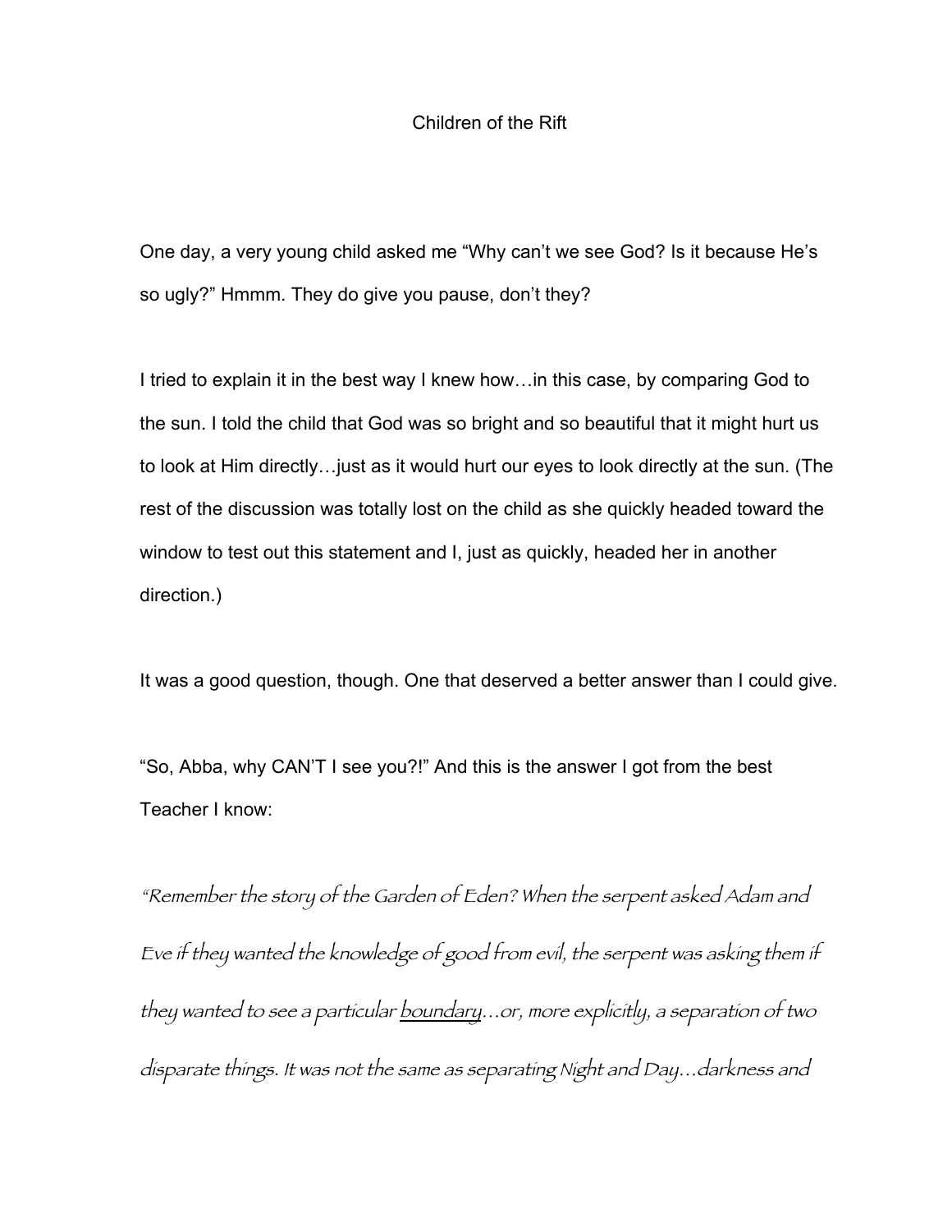# Children of the Rift

One day, a very young child asked me “Why can’t we see God? Is it because He’s so ugly?” Hmmm. They do give you pause, don’t they?

I tried to explain it in the best way I knew how…in this case, by comparing God to the sun. I told the child that God was so bright and so beautiful that it might hurt us to look at Him directly…just as it would hurt our eyes to look directly at the sun. (The rest of the discussion was totally lost on the child as she quickly headed toward the window to test out this statement and I, just as quickly, headed her in another direction.)

It was a good question, though. One that deserved a better answer than I could give.

“So, Abba, why CAN’T I see you?!” And this is the answer I got from the best Teacher I know:

*“Remember the story of the Garden of Eden? When the serpent asked Adam and Eve if they wanted the knowledge of good from evil, the serpent was asking them if they wanted to see a particular <u>boundary</u>…or, more explicitly, a separation of two disparate things. It was not the same as separating Night and Day…darkness and*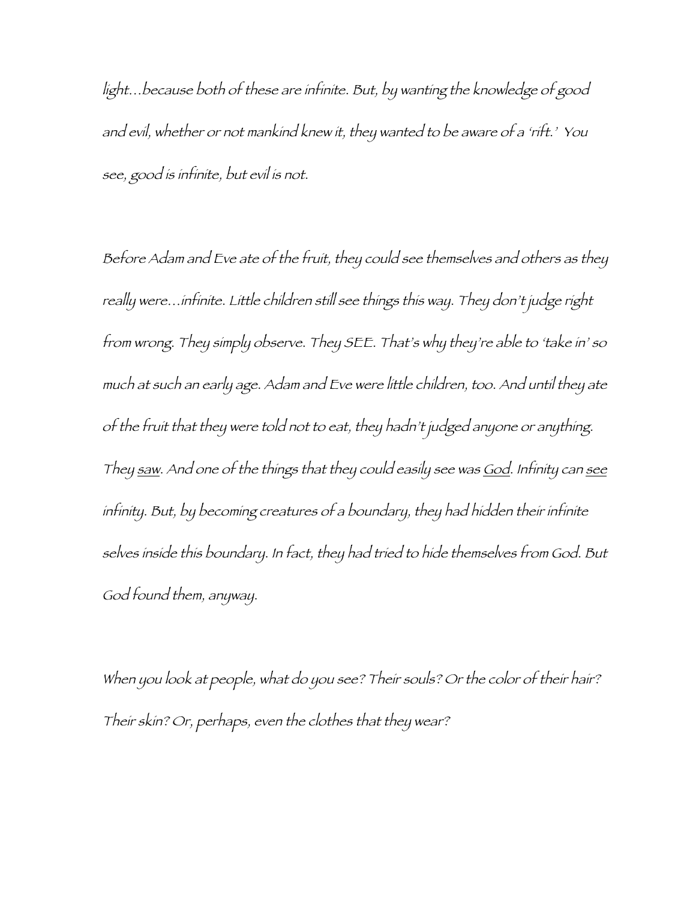light…because both of these are infinite. But, by wanting the knowledge of good and evil, whether or not mankind knew it, they wanted to be aware of a 'rift.' You see, good is infinite, but evil is not.

Before Adam and Eve ate of the fruit, they could see themselves and others as they really were…infinite. Little children still see things this way. They don't judge right from wrong. They simply observe. They SEE. That's why they're able to 'take in' so much at such an early age. Adam and Eve were little children, too. And until they ate of the fruit that they were told not to eat, they hadn't judged anyone or anything. They <u>saw</u>. And one of the things that they could easily see was <u>God</u>. Infinity can <u>see</u> infinity. But, by becoming creatures of a boundary, they had hidden their infinite selves inside this boundary. In fact, they had tried to hide themselves from God. But God found them, anyway.

When you look at people, what do you see? Their souls? Or the color of their hair? Their skin? Or, perhaps, even the clothes that they wear?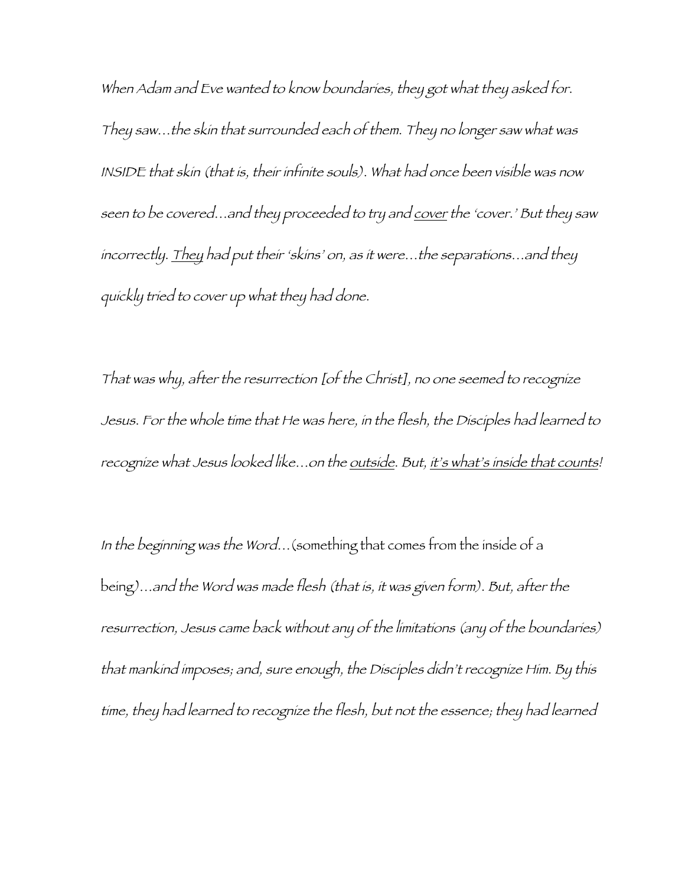*When Adam and Eve wanted to know boundaries, they got what they asked for. They saw…the skin that surrounded each of them. They no longer saw what was INSIDE that skin (that is, their infinite souls). What had once been visible was now seen to be covered…and they proceeded to try and <u>cover</u> the 'cover.' But they saw incorrectly. <u>They</u> had put their 'skins' on, as it were…the separations…and they quickly tried to cover up what they had done.*

*That was why, after the resurrection [of the Christ], no one seemed to recognize Jesus. For the whole time that He was here, in the flesh, the Disciples had learned to recognize what Jesus looked like…on the <u>outside</u>. But, <u>it's what's inside that counts</u>!*

*In the beginning was the Word…*(something that comes from the inside of a being)*…and the Word was made flesh (that is, it was given form). But, after the resurrection, Jesus came back without any of the limitations (any of the boundaries) that mankind imposes; and, sure enough, the Disciples didn't recognize Him. By this time, they had learned to recognize the flesh, but not the essence; they had learned*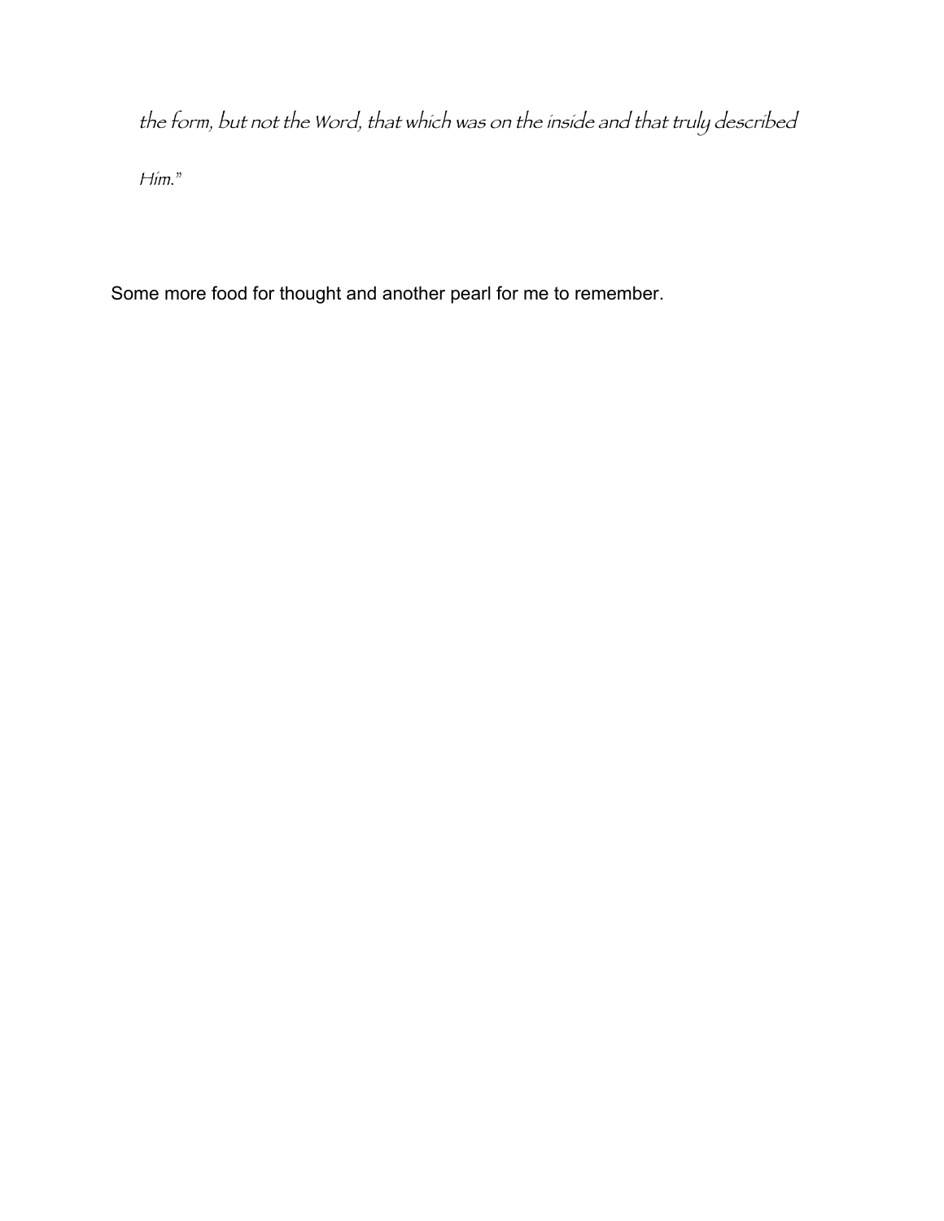*the form, but not the Word, that which was on the inside and that truly described Him."*

Some more food for thought and another pearl for me to remember.